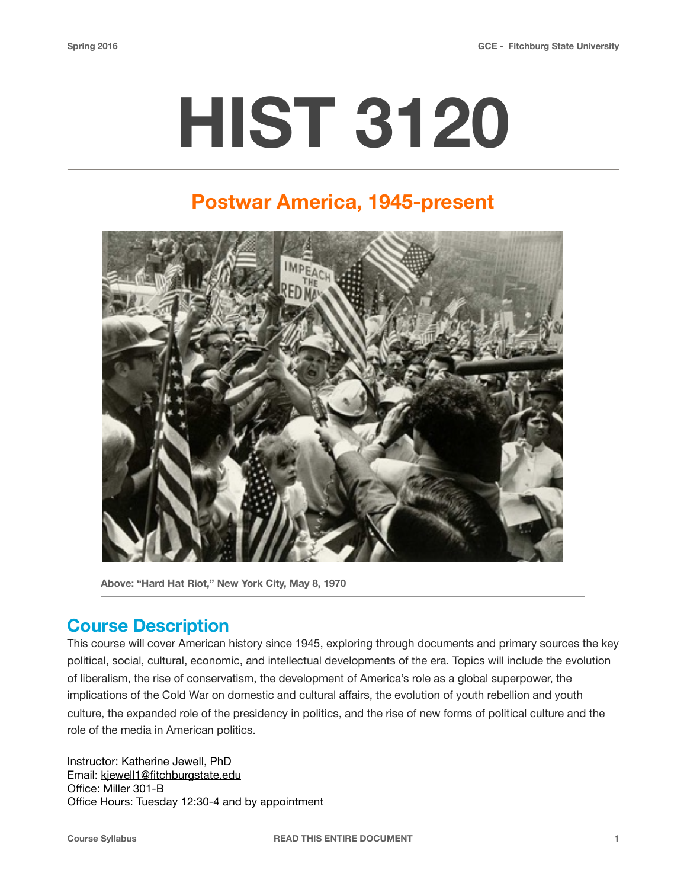# HIST 3120

## Postwar America, 1945-present

Above: "Hard Hat Riot," New York City, May 8, 1970

## Course Description

This course will cover American history since 1945, exploring through documents and primary sources the key political, social, cultural, economic, and intellectual developments of the era. Topics will include the evolution of liberalism, the rise of conservatism, the development of America's role as a global superpower, the implications of the Cold War on domestic and cultural affairs, the evolution of youth rebellion and youth culture, the expanded role of the presidency in politics, and the rise of new forms of political culture and the role of the media in American politics.

Instructor: Katherine Jewell, PhD
Email: kjewell1@fitchburgstate.edu
Office: Miller 301-B
Office Hours: Tuesday 12:30-4 and by appointment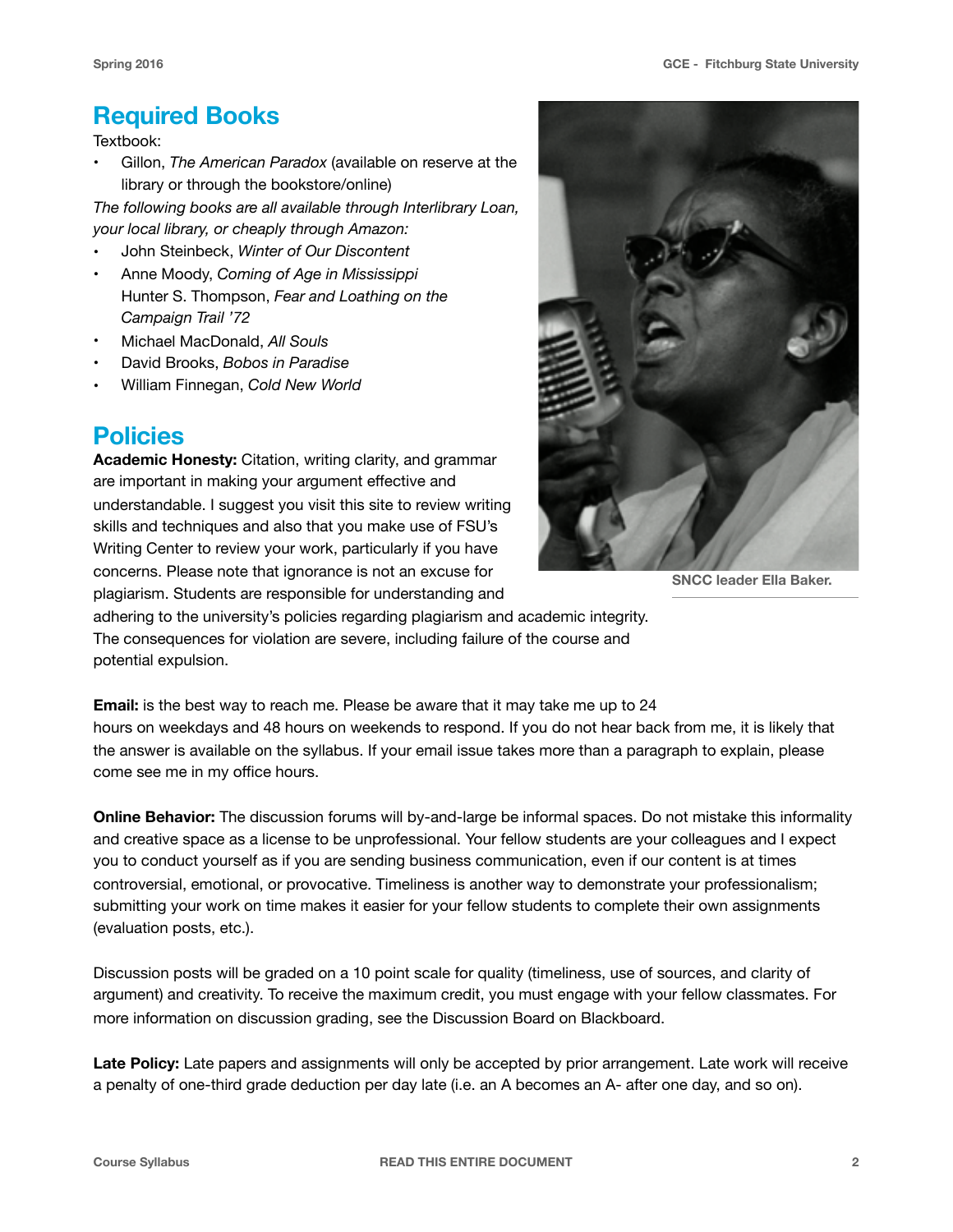## Required Books

Textbook:

- Gillon, *The American Paradox* (available on reserve at the library or through the bookstore/online)

*The following books are all available through Interlibrary Loan, your local library, or cheaply through Amazon:*

- John Steinbeck, *Winter of Our Discontent*
- Anne Moody, *Coming of Age in Mississippi*
  Hunter S. Thompson, *Fear and Loathing on the Campaign Trail '72*
- Michael MacDonald, *All Souls*
- David Brooks, *Bobos in Paradise*
- William Finnegan, *Cold New World*

SNCC leader Ella Baker.

## Policies

**Academic Honesty:** Citation, writing clarity, and grammar are important in making your argument effective and understandable. I suggest you visit this site to review writing skills and techniques and also that you make use of FSU's Writing Center to review your work, particularly if you have concerns. Please note that ignorance is not an excuse for plagiarism. Students are responsible for understanding and adhering to the university's policies regarding plagiarism and academic integrity. The consequences for violation are severe, including failure of the course and potential expulsion.

**Email:** is the best way to reach me. Please be aware that it may take me up to 24 hours on weekdays and 48 hours on weekends to respond. If you do not hear back from me, it is likely that the answer is available on the syllabus. If your email issue takes more than a paragraph to explain, please come see me in my office hours.

**Online Behavior:** The discussion forums will by-and-large be informal spaces. Do not mistake this informality and creative space as a license to be unprofessional. Your fellow students are your colleagues and I expect you to conduct yourself as if you are sending business communication, even if our content is at times controversial, emotional, or provocative. Timeliness is another way to demonstrate your professionalism; submitting your work on time makes it easier for your fellow students to complete their own assignments (evaluation posts, etc.).

Discussion posts will be graded on a 10 point scale for quality (timeliness, use of sources, and clarity of argument) and creativity. To receive the maximum credit, you must engage with your fellow classmates. For more information on discussion grading, see the Discussion Board on Blackboard.

**Late Policy:** Late papers and assignments will only be accepted by prior arrangement. Late work will receive a penalty of one-third grade deduction per day late (i.e. an A becomes an A- after one day, and so on).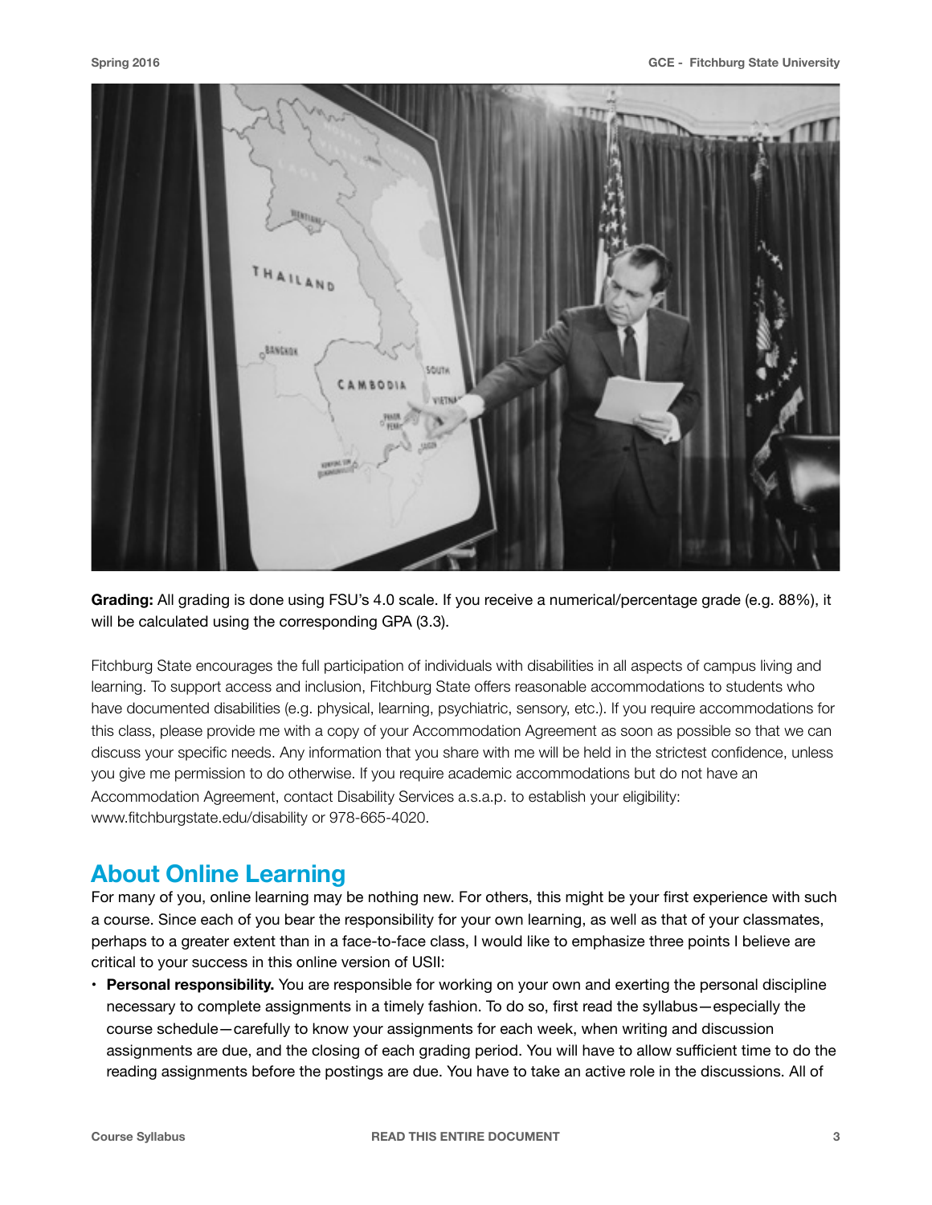**Grading:** All grading is done using FSU's 4.0 scale. If you receive a numerical/percentage grade (e.g. 88%), it will be calculated using the corresponding GPA (3.3).

Fitchburg State encourages the full participation of individuals with disabilities in all aspects of campus living and learning. To support access and inclusion, Fitchburg State offers reasonable accommodations to students who have documented disabilities (e.g. physical, learning, psychiatric, sensory, etc.). If you require accommodations for this class, please provide me with a copy of your Accommodation Agreement as soon as possible so that we can discuss your specific needs. Any information that you share with me will be held in the strictest confidence, unless you give me permission to do otherwise. If you require academic accommodations but do not have an Accommodation Agreement, contact Disability Services a.s.a.p. to establish your eligibility: www.fitchburgstate.edu/disability or 978-665-4020.

## About Online Learning

For many of you, online learning may be nothing new. For others, this might be your first experience with such a course. Since each of you bear the responsibility for your own learning, as well as that of your classmates, perhaps to a greater extent than in a face-to-face class, I would like to emphasize three points I believe are critical to your success in this online version of USII:

- **Personal responsibility.** You are responsible for working on your own and exerting the personal discipline necessary to complete assignments in a timely fashion. To do so, first read the syllabus—especially the course schedule—carefully to know your assignments for each week, when writing and discussion assignments are due, and the closing of each grading period. You will have to allow sufficient time to do the reading assignments before the postings are due. You have to take an active role in the discussions. All of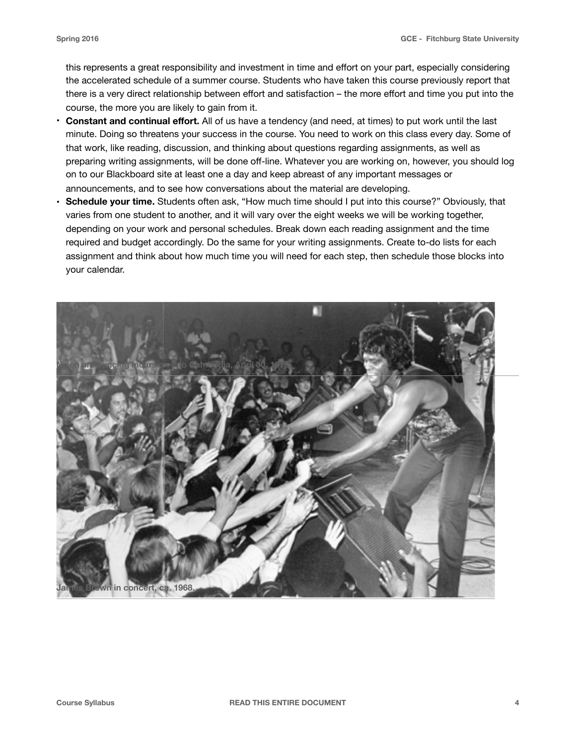this represents a great responsibility and investment in time and effort on your part, especially considering the accelerated schedule of a summer course. Students who have taken this course previously report that there is a very direct relationship between effort and satisfaction – the more effort and time you put into the course, the more you are likely to gain from it.

- **Constant and continual effort.** All of us have a tendency (and need, at times) to put work until the last minute. Doing so threatens your success in the course. You need to work on this class every day. Some of that work, like reading, discussion, and thinking about questions regarding assignments, as well as preparing writing assignments, will be done off-line. Whatever you are working on, however, you should log on to our Blackboard site at least one a day and keep abreast of any important messages or announcements, and to see how conversations about the material are developing.
- **Schedule your time.** Students often ask, "How much time should I put into this course?" Obviously, that varies from one student to another, and it will vary over the eight weeks we will be working together, depending on your work and personal schedules. Break down each reading assignment and the time required and budget accordingly. Do the same for your writing assignments. Create to-do lists for each assignment and think about how much time you will need for each step, then schedule those blocks into your calendar.

Nixon announcing incursion into Cambodia, April 30, 1970.

James Brown in concert, ca. 1968.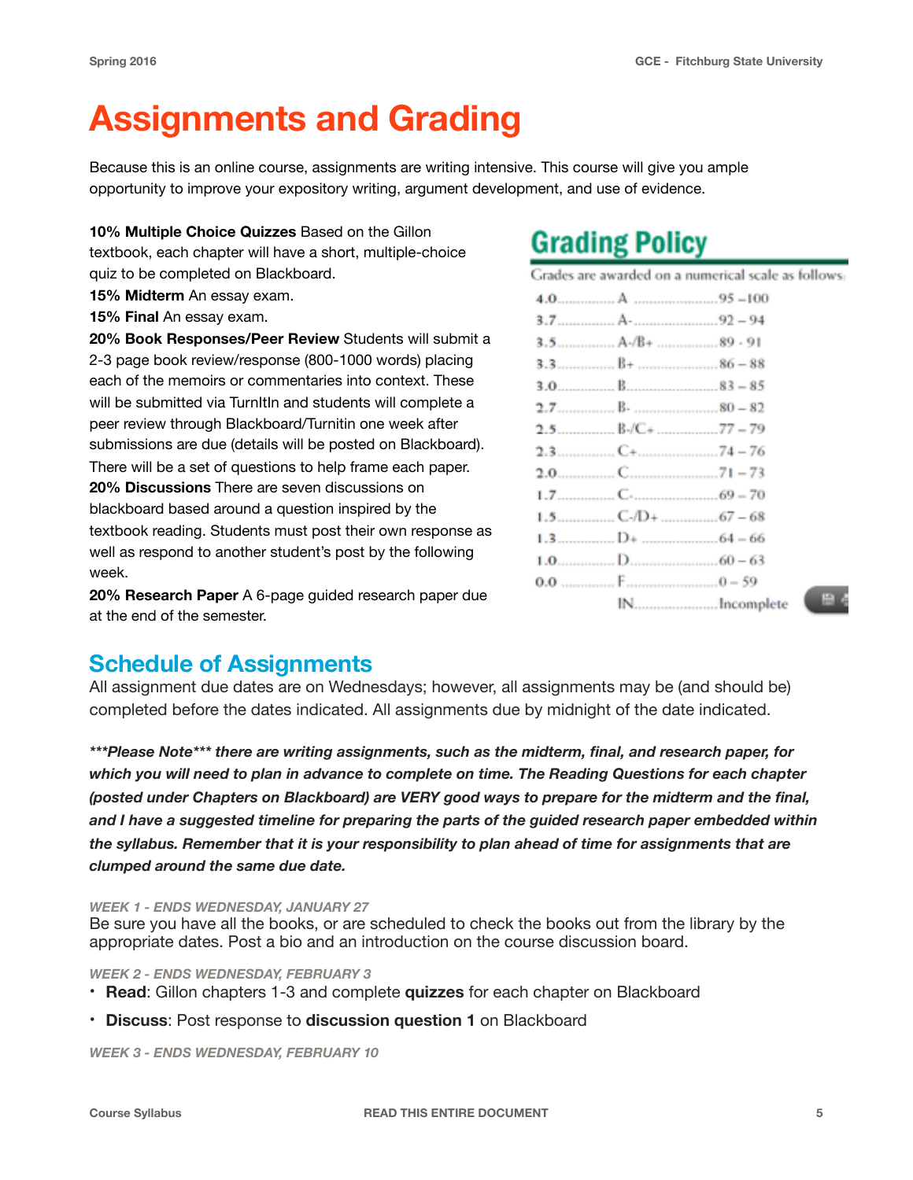# Assignments and Grading

Because this is an online course, assignments are writing intensive. This course will give you ample opportunity to improve your expository writing, argument development, and use of evidence.

**10% Multiple Choice Quizzes** Based on the Gillon textbook, each chapter will have a short, multiple-choice quiz to be completed on Blackboard.
**15% Midterm** An essay exam.
**15% Final** An essay exam.
**20% Book Responses/Peer Review** Students will submit a 2-3 page book review/response (800-1000 words) placing each of the memoirs or commentaries into context. These will be submitted via TurnItIn and students will complete a peer review through Blackboard/Turnitin one week after submissions are due (details will be posted on Blackboard). There will be a set of questions to help frame each paper.
**20% Discussions** There are seven discussions on blackboard based around a question inspired by the textbook reading. Students must post their own response as well as respond to another student's post by the following week.
**20% Research Paper** A 6-page guided research paper due at the end of the semester.

## Grading Policy

Grades are awarded on a numerical scale as follows:

| | | |
|---|---|---|
| 4.0 | A | 95 – 100 |
| 3.7 | A- | 92 – 94 |
| 3.5 | A-/B+ | 89 - 91 |
| 3.3 | B+ | 86 – 88 |
| 3.0 | B | 83 – 85 |
| 2.7 | B- | 80 – 82 |
| 2.5 | B-/C+ | 77 – 79 |
| 2.3 | C+ | 74 – 76 |
| 2.0 | C | 71 – 73 |
| 1.7 | C- | 69 – 70 |
| 1.5 | C-/D+ | 67 – 68 |
| 1.3 | D+ | 64 – 66 |
| 1.0 | D | 60 – 63 |
| 0.0 | F | 0 – 59 |
| | IN | Incomplete |

## Schedule of Assignments

All assignment due dates are on Wednesdays; however, all assignments may be (and should be) completed before the dates indicated. All assignments due by midnight of the date indicated.

***\*\*\*Please Note\*\*\* there are writing assignments, such as the midterm, final, and research paper, for which you will need to plan in advance to complete on time. The Reading Questions for each chapter (posted under Chapters on Blackboard) are VERY good ways to prepare for the midterm and the final, and I have a suggested timeline for preparing the parts of the guided research paper embedded within the syllabus. Remember that it is your responsibility to plan ahead of time for assignments that are clumped around the same due date.***

*WEEK 1 - ENDS WEDNESDAY, JANUARY 27*

Be sure you have all the books, or are scheduled to check the books out from the library by the appropriate dates. Post a bio and an introduction on the course discussion board.

*WEEK 2 - ENDS WEDNESDAY, FEBRUARY 3*

- **Read**: Gillon chapters 1-3 and complete **quizzes** for each chapter on Blackboard
- **Discuss**: Post response to **discussion question 1** on Blackboard

*WEEK 3 - ENDS WEDNESDAY, FEBRUARY 10*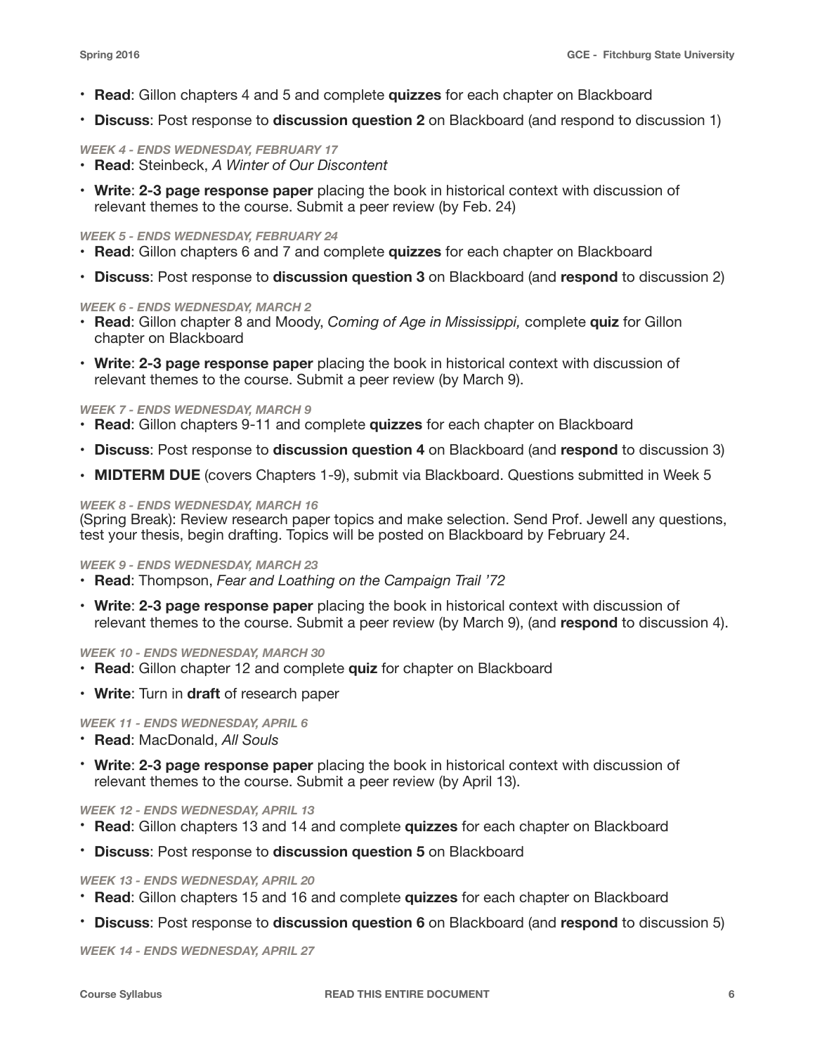- **Read**: Gillon chapters 4 and 5 and complete **quizzes** for each chapter on Blackboard
- **Discuss**: Post response to **discussion question 2** on Blackboard (and respond to discussion 1)

***WEEK 4 - ENDS WEDNESDAY, FEBRUARY 17***

- **Read**: Steinbeck, *A Winter of Our Discontent*
- **Write**: **2-3 page response paper** placing the book in historical context with discussion of relevant themes to the course. Submit a peer review (by Feb. 24)

***WEEK 5 - ENDS WEDNESDAY, FEBRUARY 24***

- **Read**: Gillon chapters 6 and 7 and complete **quizzes** for each chapter on Blackboard
- **Discuss**: Post response to **discussion question 3** on Blackboard (and **respond** to discussion 2)

***WEEK 6 - ENDS WEDNESDAY, MARCH 2***

- **Read**: Gillon chapter 8 and Moody, *Coming of Age in Mississippi,* complete **quiz** for Gillon chapter on Blackboard
- **Write**: **2-3 page response paper** placing the book in historical context with discussion of relevant themes to the course. Submit a peer review (by March 9).

***WEEK 7 - ENDS WEDNESDAY, MARCH 9***

- **Read**: Gillon chapters 9-11 and complete **quizzes** for each chapter on Blackboard
- **Discuss**: Post response to **discussion question 4** on Blackboard (and **respond** to discussion 3)
- **MIDTERM DUE** (covers Chapters 1-9), submit via Blackboard. Questions submitted in Week 5

***WEEK 8 - ENDS WEDNESDAY, MARCH 16***

(Spring Break): Review research paper topics and make selection. Send Prof. Jewell any questions, test your thesis, begin drafting. Topics will be posted on Blackboard by February 24.

***WEEK 9 - ENDS WEDNESDAY, MARCH 23***

- **Read**: Thompson, *Fear and Loathing on the Campaign Trail '72*
- **Write**: **2-3 page response paper** placing the book in historical context with discussion of relevant themes to the course. Submit a peer review (by March 9), (and **respond** to discussion 4).

***WEEK 10 - ENDS WEDNESDAY, MARCH 30***

- **Read**: Gillon chapter 12 and complete **quiz** for chapter on Blackboard
- **Write**: Turn in **draft** of research paper

***WEEK 11 - ENDS WEDNESDAY, APRIL 6***

- **Read**: MacDonald, *All Souls*
- **Write**: **2-3 page response paper** placing the book in historical context with discussion of relevant themes to the course. Submit a peer review (by April 13).

***WEEK 12 - ENDS WEDNESDAY, APRIL 13***

- **Read**: Gillon chapters 13 and 14 and complete **quizzes** for each chapter on Blackboard
- **Discuss**: Post response to **discussion question 5** on Blackboard

***WEEK 13 - ENDS WEDNESDAY, APRIL 20***

- **Read**: Gillon chapters 15 and 16 and complete **quizzes** for each chapter on Blackboard
- **Discuss**: Post response to **discussion question 6** on Blackboard (and **respond** to discussion 5)

***WEEK 14 - ENDS WEDNESDAY, APRIL 27***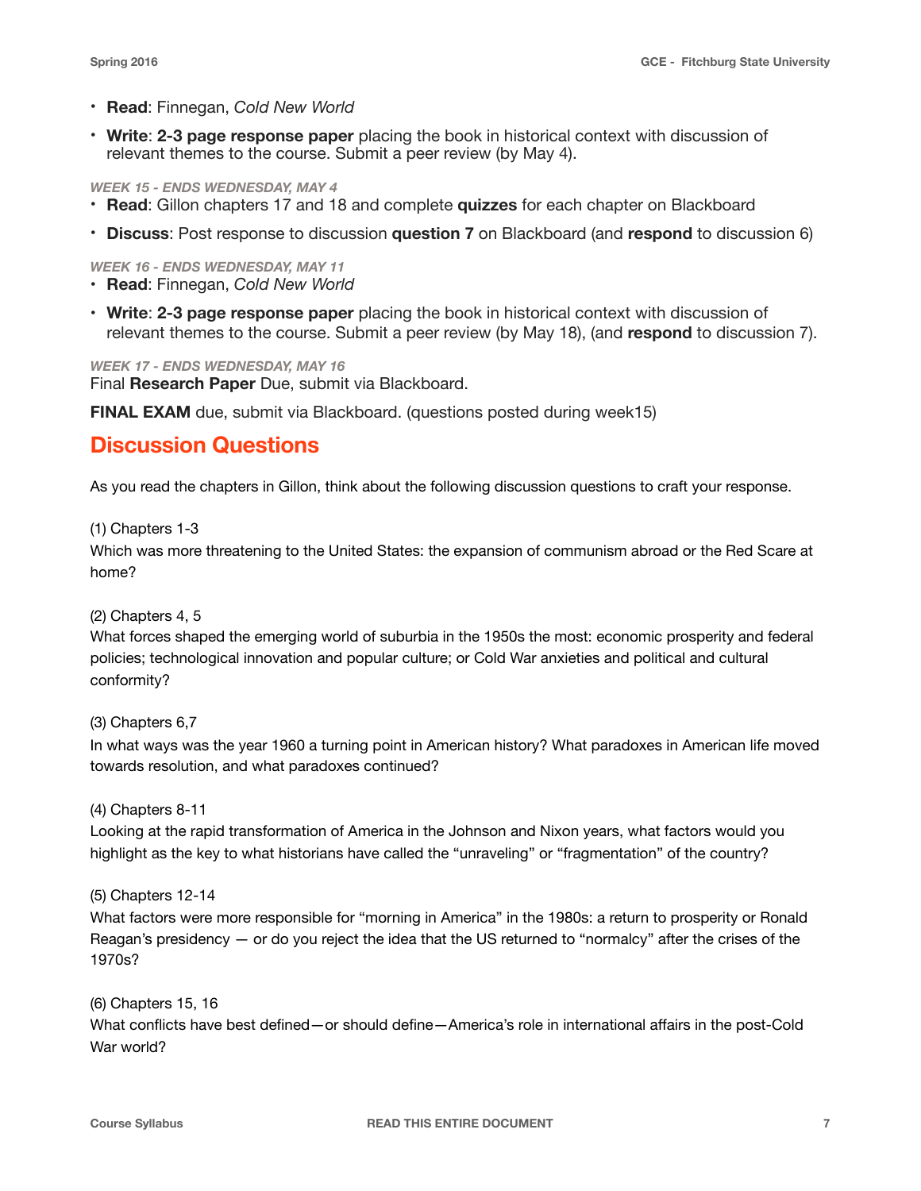- **Read**: Finnegan, *Cold New World*
- **Write**: **2-3 page response paper** placing the book in historical context with discussion of relevant themes to the course. Submit a peer review (by May 4).

*WEEK 15 - ENDS WEDNESDAY, MAY 4*

- **Read**: Gillon chapters 17 and 18 and complete **quizzes** for each chapter on Blackboard
- **Discuss**: Post response to discussion **question 7** on Blackboard (and **respond** to discussion 6)

*WEEK 16 - ENDS WEDNESDAY, MAY 11*

- **Read**: Finnegan, *Cold New World*
- **Write**: **2-3 page response paper** placing the book in historical context with discussion of relevant themes to the course. Submit a peer review (by May 18), (and **respond** to discussion 7).

*WEEK 17 - ENDS WEDNESDAY, MAY 16*

Final **Research Paper** Due, submit via Blackboard.

**FINAL EXAM** due, submit via Blackboard. (questions posted during week15)

## Discussion Questions

As you read the chapters in Gillon, think about the following discussion questions to craft your response.

(1) Chapters 1-3
Which was more threatening to the United States: the expansion of communism abroad or the Red Scare at home?

(2) Chapters 4, 5
What forces shaped the emerging world of suburbia in the 1950s the most: economic prosperity and federal policies; technological innovation and popular culture; or Cold War anxieties and political and cultural conformity?

(3) Chapters 6,7
In what ways was the year 1960 a turning point in American history? What paradoxes in American life moved towards resolution, and what paradoxes continued?

(4) Chapters 8-11
Looking at the rapid transformation of America in the Johnson and Nixon years, what factors would you highlight as the key to what historians have called the "unraveling" or "fragmentation" of the country?

(5) Chapters 12-14
What factors were more responsible for "morning in America" in the 1980s: a return to prosperity or Ronald Reagan's presidency — or do you reject the idea that the US returned to "normalcy" after the crises of the 1970s?

(6) Chapters 15, 16
What conflicts have best defined—or should define—America's role in international affairs in the post-Cold War world?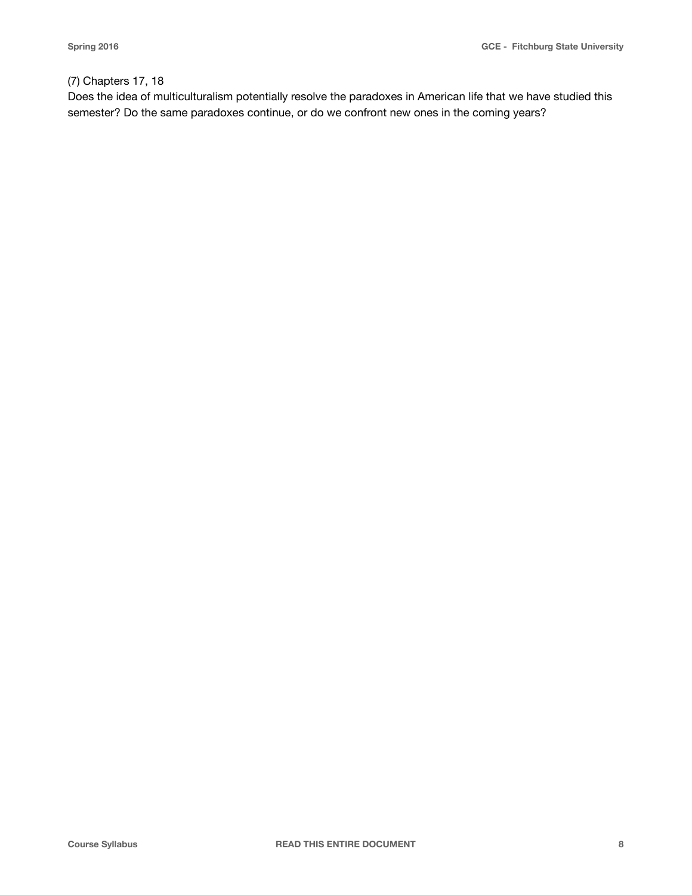(7) Chapters 17, 18
Does the idea of multiculturalism potentially resolve the paradoxes in American life that we have studied this semester? Do the same paradoxes continue, or do we confront new ones in the coming years?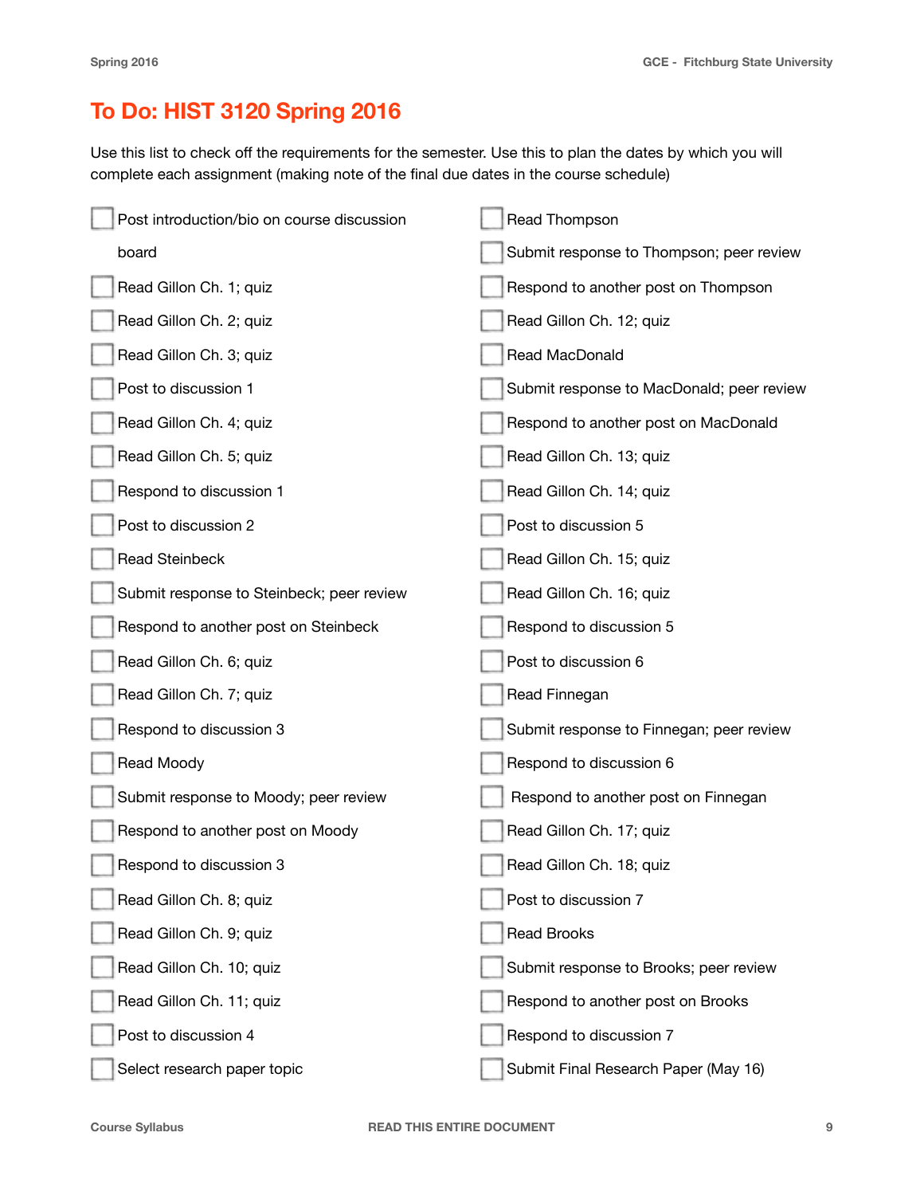# To Do: HIST 3120 Spring 2016

Use this list to check off the requirements for the semester. Use this to plan the dates by which you will complete each assignment (making note of the final due dates in the course schedule)

- [ ] Post introduction/bio on course discussion board
- [ ] Read Gillon Ch. 1; quiz
- [ ] Read Gillon Ch. 2; quiz
- [ ] Read Gillon Ch. 3; quiz
- [ ] Post to discussion 1
- [ ] Read Gillon Ch. 4; quiz
- [ ] Read Gillon Ch. 5; quiz
- [ ] Respond to discussion 1
- [ ] Post to discussion 2
- [ ] Read Steinbeck
- [ ] Submit response to Steinbeck; peer review
- [ ] Respond to another post on Steinbeck
- [ ] Read Gillon Ch. 6; quiz
- [ ] Read Gillon Ch. 7; quiz
- [ ] Respond to discussion 3
- [ ] Read Moody
- [ ] Submit response to Moody; peer review
- [ ] Respond to another post on Moody
- [ ] Respond to discussion 3
- [ ] Read Gillon Ch. 8; quiz
- [ ] Read Gillon Ch. 9; quiz
- [ ] Read Gillon Ch. 10; quiz
- [ ] Read Gillon Ch. 11; quiz
- [ ] Post to discussion 4
- [ ] Select research paper topic
- [ ] Read Thompson
- [ ] Submit response to Thompson; peer review
- [ ] Respond to another post on Thompson
- [ ] Read Gillon Ch. 12; quiz
- [ ] Read MacDonald
- [ ] Submit response to MacDonald; peer review
- [ ] Respond to another post on MacDonald
- [ ] Read Gillon Ch. 13; quiz
- [ ] Read Gillon Ch. 14; quiz
- [ ] Post to discussion 5
- [ ] Read Gillon Ch. 15; quiz
- [ ] Read Gillon Ch. 16; quiz
- [ ] Respond to discussion 5
- [ ] Post to discussion 6
- [ ] Read Finnegan
- [ ] Submit response to Finnegan; peer review
- [ ] Respond to discussion 6
- [ ] Respond to another post on Finnegan
- [ ] Read Gillon Ch. 17; quiz
- [ ] Read Gillon Ch. 18; quiz
- [ ] Post to discussion 7
- [ ] Read Brooks
- [ ] Submit response to Brooks; peer review
- [ ] Respond to another post on Brooks
- [ ] Respond to discussion 7
- [ ] Submit Final Research Paper (May 16)

READ THIS ENTIRE DOCUMENT